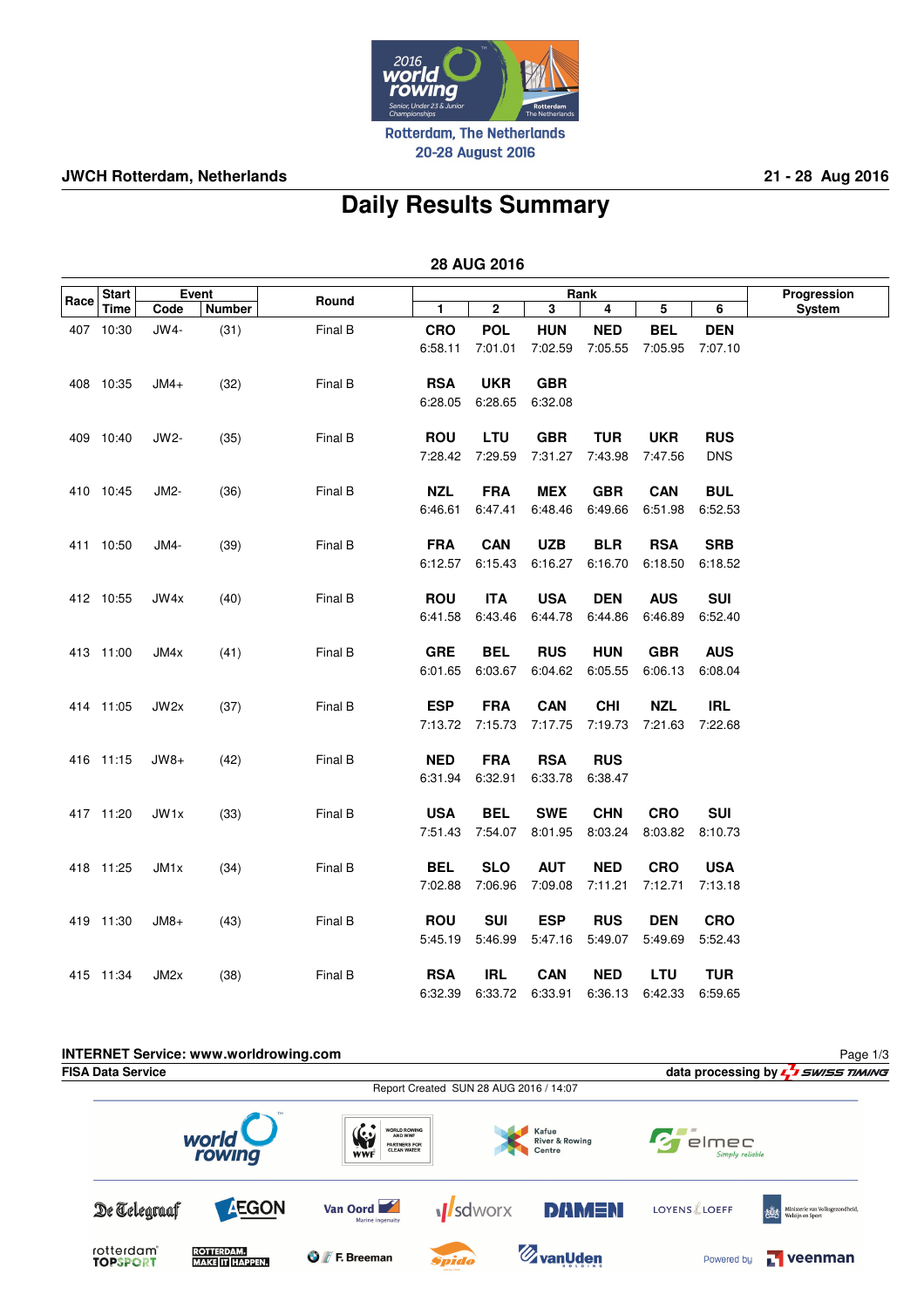Rotterdam, The Netherlands
20-28 August 2016

**JWCH Rotterdam, Netherlands** **21 - 28 Aug 2016**

# Daily Results Summary

## 28 AUG 2016

| Race | Start Time | Event Code | Event Number | Round | Rank 1 | Rank 2 | Rank 3 | Rank 4 | Rank 5 | Rank 6 | Progression System |
|---|---|---|---|---|---|---|---|---|---|---|---|
| 407 | 10:30 | JW4- | (31) | Final B | **CRO** 6:58.11 | **POL** 7:01.01 | **HUN** 7:02.59 | **NED** 7:05.55 | **BEL** 7:05.95 | **DEN** 7:07.10 | |
| 408 | 10:35 | JM4+ | (32) | Final B | **RSA** 6:28.05 | **UKR** 6:28.65 | **GBR** 6:32.08 | | | | |
| 409 | 10:40 | JW2- | (35) | Final B | **ROU** 7:28.42 | **LTU** 7:29.59 | **GBR** 7:31.27 | **TUR** 7:43.98 | **UKR** 7:47.56 | **RUS** DNS | |
| 410 | 10:45 | JM2- | (36) | Final B | **NZL** 6:46.61 | **FRA** 6:47.41 | **MEX** 6:48.46 | **GBR** 6:49.66 | **CAN** 6:51.98 | **BUL** 6:52.53 | |
| 411 | 10:50 | JM4- | (39) | Final B | **FRA** 6:12.57 | **CAN** 6:15.43 | **UZB** 6:16.27 | **BLR** 6:16.70 | **RSA** 6:18.50 | **SRB** 6:18.52 | |
| 412 | 10:55 | JW4x | (40) | Final B | **ROU** 6:41.58 | **ITA** 6:43.46 | **USA** 6:44.78 | **DEN** 6:44.86 | **AUS** 6:46.89 | **SUI** 6:52.40 | |
| 413 | 11:00 | JM4x | (41) | Final B | **GRE** 6:01.65 | **BEL** 6:03.67 | **RUS** 6:04.62 | **HUN** 6:05.55 | **GBR** 6:06.13 | **AUS** 6:08.04 | |
| 414 | 11:05 | JW2x | (37) | Final B | **ESP** 7:13.72 | **FRA** 7:15.73 | **CAN** 7:17.75 | **CHI** 7:19.73 | **NZL** 7:21.63 | **IRL** 7:22.68 | |
| 416 | 11:15 | JW8+ | (42) | Final B | **NED** 6:31.94 | **FRA** 6:32.91 | **RSA** 6:33.78 | **RUS** 6:38.47 | | | |
| 417 | 11:20 | JW1x | (33) | Final B | **USA** 7:51.43 | **BEL** 7:54.07 | **SWE** 8:01.95 | **CHN** 8:03.24 | **CRO** 8:03.82 | **SUI** 8:10.73 | |
| 418 | 11:25 | JM1x | (34) | Final B | **BEL** 7:02.88 | **SLO** 7:06.96 | **AUT** 7:09.08 | **NED** 7:11.21 | **CRO** 7:12.71 | **USA** 7:13.18 | |
| 419 | 11:30 | JM8+ | (43) | Final B | **ROU** 5:45.19 | **SUI** 5:46.99 | **ESP** 5:47.16 | **RUS** 5:49.07 | **DEN** 5:49.69 | **CRO** 5:52.43 | |
| 415 | 11:34 | JM2x | (38) | Final B | **RSA** 6:32.39 | **IRL** 6:33.72 | **CAN** 6:33.91 | **NED** 6:36.13 | **LTU** 6:42.33 | **TUR** 6:59.65 | |

**INTERNET Service: www.worldrowing.com**
**FISA Data Service** — data processing by SWISS TIMING
Report Created SUN 28 AUG 2016 / 14:07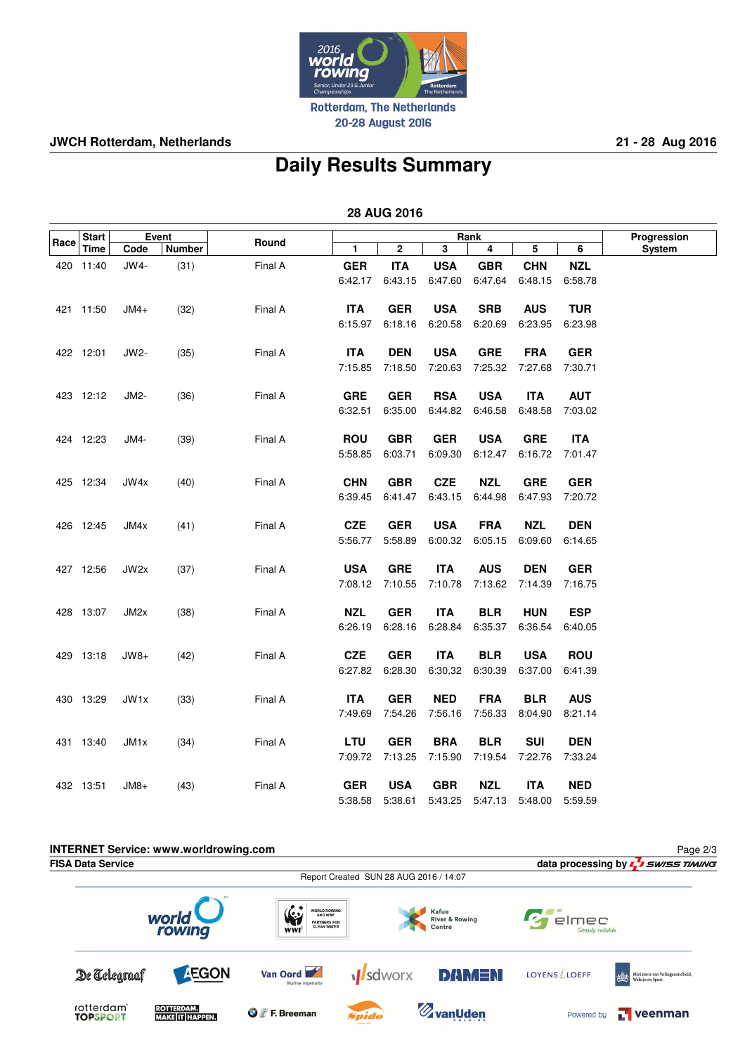Rotterdam, The Netherlands
20-28 August 2016

**JWCH Rotterdam, Netherlands** **21 - 28 Aug 2016**

# Daily Results Summary

## 28 AUG 2016

| Race | Start Time | Event Code | Event Number | Round | Rank 1 | Rank 2 | Rank 3 | Rank 4 | Rank 5 | Rank 6 | Progression System |
|---|---|---|---|---|---|---|---|---|---|---|---|
| 420 | 11:40 | JW4- | (31) | Final A | GER 6:42.17 | ITA 6:43.15 | USA 6:47.60 | GBR 6:47.64 | CHN 6:48.15 | NZL 6:58.78 | |
| 421 | 11:50 | JM4+ | (32) | Final A | ITA 6:15.97 | GER 6:18.16 | USA 6:20.58 | SRB 6:20.69 | AUS 6:23.95 | TUR 6:23.98 | |
| 422 | 12:01 | JW2- | (35) | Final A | ITA 7:15.85 | DEN 7:18.50 | USA 7:20.63 | GRE 7:25.32 | FRA 7:27.68 | GER 7:30.71 | |
| 423 | 12:12 | JM2- | (36) | Final A | GRE 6:32.51 | GER 6:35.00 | RSA 6:44.82 | USA 6:46.58 | ITA 6:48.58 | AUT 7:03.02 | |
| 424 | 12:23 | JM4- | (39) | Final A | ROU 5:58.85 | GBR 6:03.71 | GER 6:09.30 | USA 6:12.47 | GRE 6:16.72 | ITA 7:01.47 | |
| 425 | 12:34 | JW4x | (40) | Final A | CHN 6:39.45 | GBR 6:41.47 | CZE 6:43.15 | NZL 6:44.98 | GRE 6:47.93 | GER 7:20.72 | |
| 426 | 12:45 | JM4x | (41) | Final A | CZE 5:56.77 | GER 5:58.89 | USA 6:00.32 | FRA 6:05.15 | NZL 6:09.60 | DEN 6:14.65 | |
| 427 | 12:56 | JW2x | (37) | Final A | USA 7:08.12 | GRE 7:10.55 | ITA 7:10.78 | AUS 7:13.62 | DEN 7:14.39 | GER 7:16.75 | |
| 428 | 13:07 | JM2x | (38) | Final A | NZL 6:26.19 | GER 6:28.16 | ITA 6:28.84 | BLR 6:35.37 | HUN 6:36.54 | ESP 6:40.05 | |
| 429 | 13:18 | JW8+ | (42) | Final A | CZE 6:27.82 | GER 6:28.30 | ITA 6:30.32 | BLR 6:30.39 | USA 6:37.00 | ROU 6:41.39 | |
| 430 | 13:29 | JW1x | (33) | Final A | ITA 7:49.69 | GER 7:54.26 | NED 7:56.16 | FRA 7:56.33 | BLR 8:04.90 | AUS 8:21.14 | |
| 431 | 13:40 | JM1x | (34) | Final A | LTU 7:09.72 | GER 7:13.25 | BRA 7:15.90 | BLR 7:19.54 | SUI 7:22.76 | DEN 7:33.24 | |
| 432 | 13:51 | JM8+ | (43) | Final A | GER 5:38.58 | USA 5:38.61 | GBR 5:43.25 | NZL 5:47.13 | ITA 5:48.00 | NED 5:59.59 | |

**INTERNET Service: www.worldrowing.com**
**FISA Data Service** **data processing by SWISS TIMING**
Report Created SUN 28 AUG 2016 / 14:07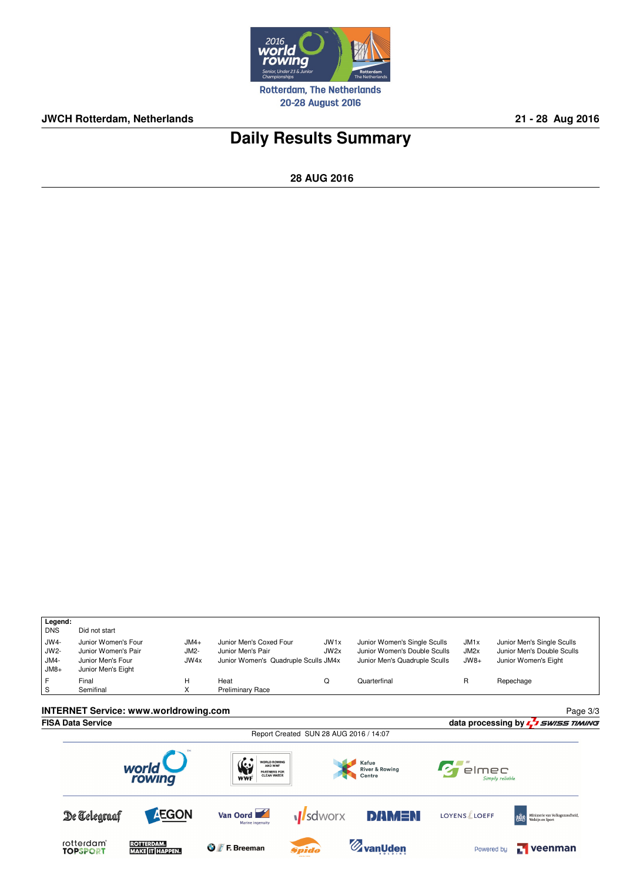# Daily Results Summary

**28 AUG 2016**

**Legend:**

| | | | | | | | |
|---|---|---|---|---|---|---|---|
| DNS | Did not start | | | | | | |
| JW4- | Junior Women's Four | JM4+ | Junior Men's Coxed Four | JW1x | Junior Women's Single Sculls | JM1x | Junior Men's Single Sculls |
| JW2- | Junior Women's Pair | JM2- | Junior Men's Pair | JW2x | Junior Women's Double Sculls | JM2x | Junior Men's Double Sculls |
| JM4- | Junior Men's Four | JW4x | Junior Women's Quadruple Sculls | JM4x | Junior Men's Quadruple Sculls | JW8+ | Junior Women's Eight |
| JM8+ | Junior Men's Eight | | | | | | |
| F | Final | H | Heat | Q | Quarterfinal | R | Repechage |
| S | Semifinal | X | Preliminary Race | | | | |

**INTERNET Service: www.worldrowing.com**

**FISA Data Service**

**data processing by SWISS TIMING**

Report Created SUN 28 AUG 2016 / 14:07